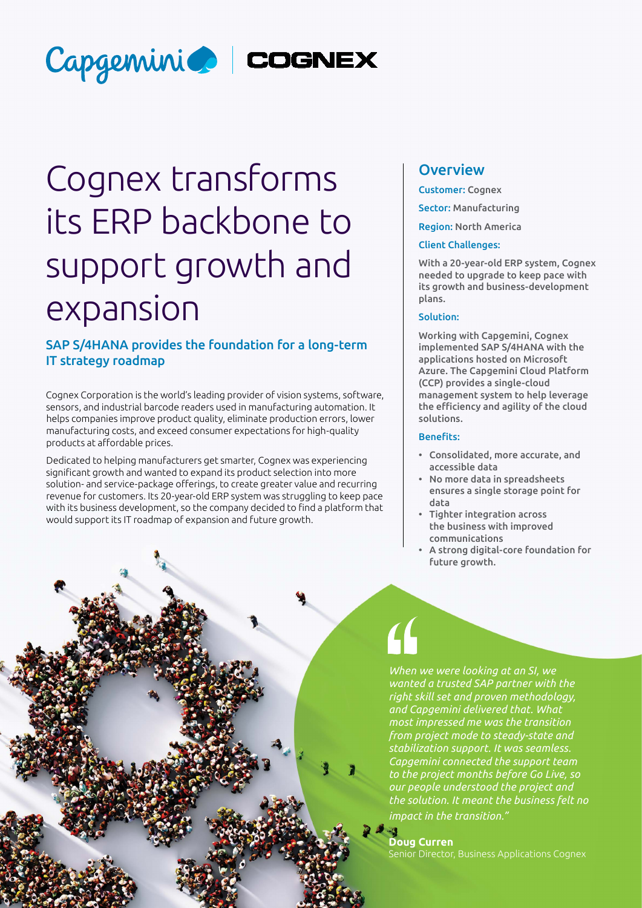# Cognex transforms its ERP backbone to support growth and expansion

## SAP S/4HANA provides the foundation for a long-term IT strategy roadmap

Cognex Corporation is the world's leading provider of vision systems, software, sensors, and industrial barcode readers used in manufacturing automation. It helps companies improve product quality, eliminate production errors, lower manufacturing costs, and exceed consumer expectations for high-quality products at affordable prices.

Dedicated to helping manufacturers get smarter, Cognex was experiencing significant growth and wanted to expand its product selection into more solution- and service-package offerings, to create greater value and recurring revenue for customers. Its 20-year-old ERP system was struggling to keep pace with its business development, so the company decided to find a platform that would support its IT roadmap of expansion and future growth.

## Overview

**Customer:** Cognex

**Sector:** Manufacturing

**Region:** North America

**Client Challenges:**

With a 20-year-old ERP system, Cognex needed to upgrade to keep pace with its growth and business-development plans.

**Solution:**

Working with Capgemini, Cognex implemented SAP S/4HANA with the applications hosted on Microsoft Azure. The Capgemini Cloud Platform (CCP) provides a single-cloud management system to help leverage the efficiency and agility of the cloud solutions.

**Benefits:**

- Consolidated, more accurate, and accessible data
- No more data in spreadsheets ensures a single storage point for data
- Tighter integration across the business with improved communications
- A strong digital-core foundation for future growth.

> *When we were looking at an SI, we wanted a trusted SAP partner with the right skill set and proven methodology, and Capgemini delivered that. What most impressed me was the transition from project mode to steady-state and stabilization support. It was seamless. Capgemini connected the support team to the project months before Go Live, so our people understood the project and the solution. It meant the business felt no impact in the transition."*
>
> **Doug Curren**
> Senior Director, Business Applications Cognex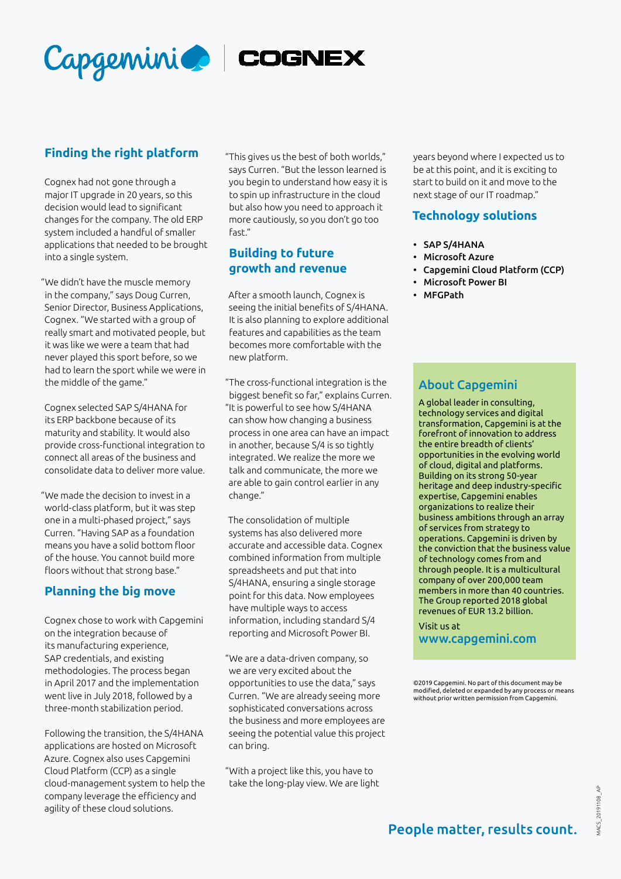Capgemini | COGNEX

## Finding the right platform

Cognex had not gone through a major IT upgrade in 20 years, so this decision would lead to significant changes for the company. The old ERP system included a handful of smaller applications that needed to be brought into a single system.

"We didn't have the muscle memory in the company," says Doug Curren, Senior Director, Business Applications, Cognex. "We started with a group of really smart and motivated people, but it was like we were a team that had never played this sport before, so we had to learn the sport while we were in the middle of the game."

Cognex selected SAP S/4HANA for its ERP backbone because of its maturity and stability. It would also provide cross-functional integration to connect all areas of the business and consolidate data to deliver more value.

"We made the decision to invest in a world-class platform, but it was step one in a multi-phased project," says Curren. "Having SAP as a foundation means you have a solid bottom floor of the house. You cannot build more floors without that strong base."

## Planning the big move

Cognex chose to work with Capgemini on the integration because of its manufacturing experience, SAP credentials, and existing methodologies. The process began in April 2017 and the implementation went live in July 2018, followed by a three-month stabilization period.

Following the transition, the S/4HANA applications are hosted on Microsoft Azure. Cognex also uses Capgemini Cloud Platform (CCP) as a single cloud-management system to help the company leverage the efficiency and agility of these cloud solutions.

"This gives us the best of both worlds," says Curren. "But the lesson learned is you begin to understand how easy it is to spin up infrastructure in the cloud but also how you need to approach it more cautiously, so you don't go too fast."

## Building to future growth and revenue

After a smooth launch, Cognex is seeing the initial benefits of S/4HANA. It is also planning to explore additional features and capabilities as the team becomes more comfortable with the new platform.

"The cross-functional integration is the biggest benefit so far," explains Curren. "It is powerful to see how S/4HANA can show how changing a business process in one area can have an impact in another, because S/4 is so tightly integrated. We realize the more we talk and communicate, the more we are able to gain control earlier in any change."

The consolidation of multiple systems has also delivered more accurate and accessible data. Cognex combined information from multiple spreadsheets and put that into S/4HANA, ensuring a single storage point for this data. Now employees have multiple ways to access information, including standard S/4 reporting and Microsoft Power BI.

"We are a data-driven company, so we are very excited about the opportunities to use the data," says Curren. "We are already seeing more sophisticated conversations across the business and more employees are seeing the potential value this project can bring.

"With a project like this, you have to take the long-play view. We are light years beyond where I expected us to be at this point, and it is exciting to start to build on it and move to the next stage of our IT roadmap."

## Technology solutions

- SAP S/4HANA
- Microsoft Azure
- Capgemini Cloud Platform (CCP)
- Microsoft Power BI
- MFGPath

## About Capgemini

A global leader in consulting, technology services and digital transformation, Capgemini is at the forefront of innovation to address the entire breadth of clients' opportunities in the evolving world of cloud, digital and platforms. Building on its strong 50-year heritage and deep industry-specific expertise, Capgemini enables organizations to realize their business ambitions through an array of services from strategy to operations. Capgemini is driven by the conviction that the business value of technology comes from and through people. It is a multicultural company of over 200,000 team members in more than 40 countries. The Group reported 2018 global revenues of EUR 13.2 billion.

Visit us at

www.capgemini.com

©2019 Capgemini. No part of this document may be modified, deleted or expanded by any process or means without prior written permission from Capgemini.

People matter, results count.

MACS_20191108_AP